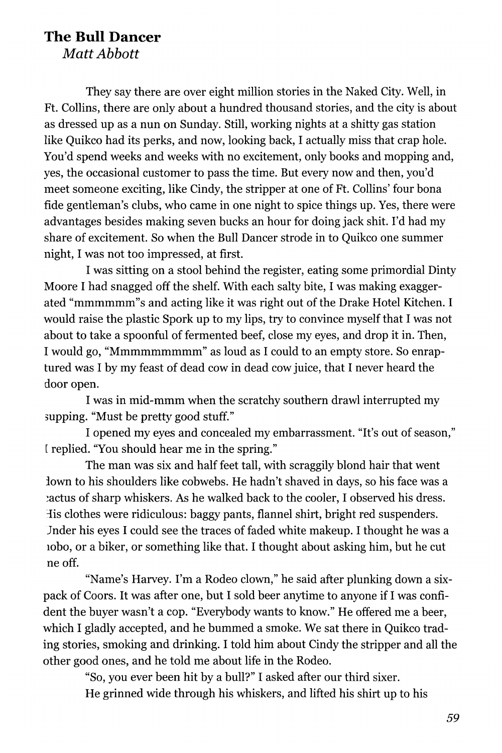## The Bull Dancer

*Matt Abbott*

They say there are over eight million stories in the Naked City. Well, in Ft. Collins, there are only about a hundred thousand stories, and the city is about as dressed up as a nun on Sunday. Still, working nights at a shitty gas station like Quikco had its perks, and now, looking back, I actually miss that crap hole. You'd spend weeks and weeks with no excitement, only books and mopping and, yes, the occasional customer to pass the time. But every now and then, you'd meet someone exciting, like Cindy, the stripper at one of Ft. Collins' four bona fide gentleman's clubs, who came in one night to spice things up. Yes, there were advantages besides making seven bucks an hour for doing jack shit. I'd had my share of excitement. So when the Bull Dancer strode in to Quikco one summer night, I was not too impressed, at first.

I was sitting on a stool behind the register, eating some primordial Dinty Moore I had snagged off the shelf. With each salty bite, I was making exaggerated "mmmmmm"s and acting like it was right out of the Drake Hotel Kitchen. I would raise the plastic Spork up to my lips, try to convince myself that I was not about to take a spoonful of fermented beef, close my eyes, and drop it in. Then, I would go, "Mmmmmmmmm" as loud as I could to an empty store. So enraptured was I by my feast of dead cow in dead cow juice, that I never heard the door open.

I was in mid-mmm when the scratchy southern drawl interrupted my supping. "Must be pretty good stuff."

I opened my eyes and concealed my embarrassment. "It's out of season," I replied. "You should hear me in the spring."

The man was six and half feet tall, with scraggily blond hair that went down to his shoulders like cobwebs. He hadn't shaved in days, so his face was a cactus of sharp whiskers. As he walked back to the cooler, I observed his dress. His clothes were ridiculous: baggy pants, flannel shirt, bright red suspenders. Under his eyes I could see the traces of faded white makeup. I thought he was a hobo, or a biker, or something like that. I thought about asking him, but he cut me off.

"Name's Harvey. I'm a Rodeo clown," he said after plunking down a six-pack of Coors. It was after one, but I sold beer anytime to anyone if I was confident the buyer wasn't a cop. "Everybody wants to know." He offered me a beer, which I gladly accepted, and he bummed a smoke. We sat there in Quikco trading stories, smoking and drinking. I told him about Cindy the stripper and all the other good ones, and he told me about life in the Rodeo.

"So, you ever been hit by a bull?" I asked after our third sixer.

He grinned wide through his whiskers, and lifted his shirt up to his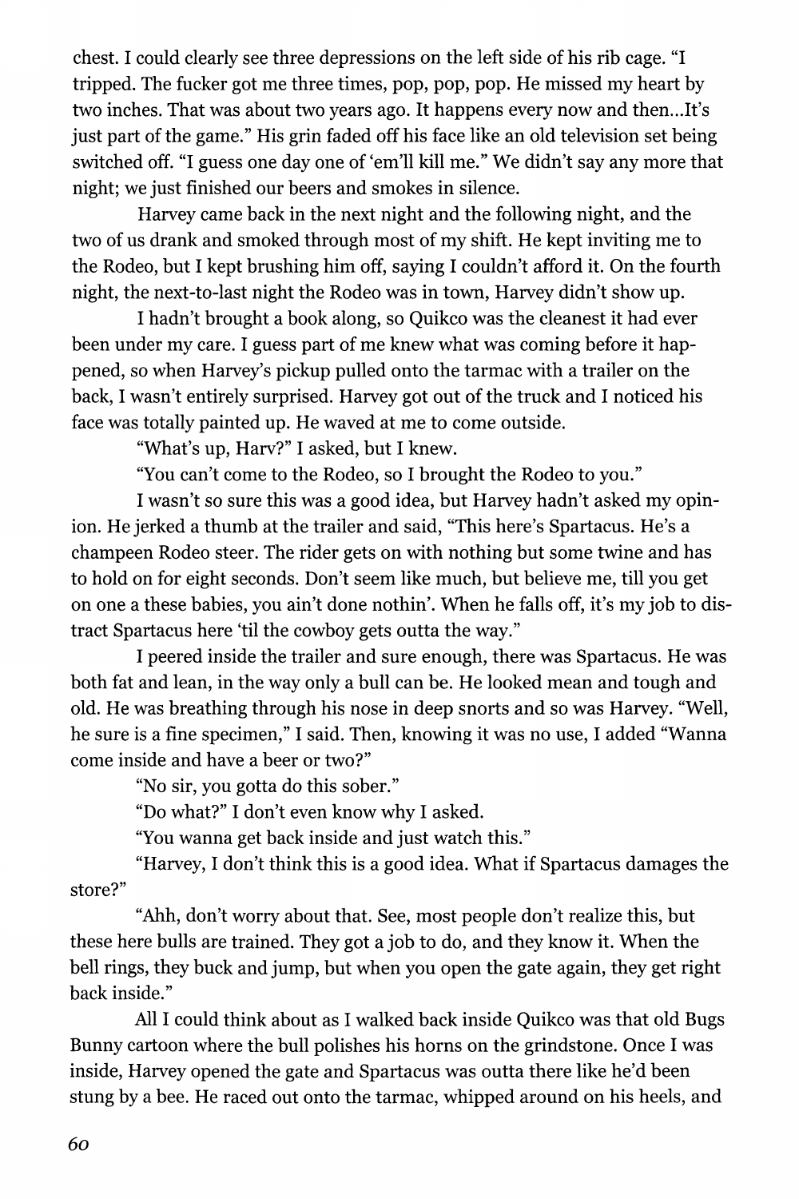chest. I could clearly see three depressions on the left side of his rib cage. "I tripped. The fucker got me three times, pop, pop, pop. He missed my heart by two inches. That was about two years ago. It happens every now and then...It's just part of the game." His grin faded off his face like an old television set being switched off. "I guess one day one of 'em'll kill me." We didn't say any more that night; we just finished our beers and smokes in silence.

Harvey came back in the next night and the following night, and the two of us drank and smoked through most of my shift. He kept inviting me to the Rodeo, but I kept brushing him off, saying I couldn't afford it. On the fourth night, the next-to-last night the Rodeo was in town, Harvey didn't show up.

I hadn't brought a book along, so Quikco was the cleanest it had ever been under my care. I guess part of me knew what was coming before it happened, so when Harvey's pickup pulled onto the tarmac with a trailer on the back, I wasn't entirely surprised. Harvey got out of the truck and I noticed his face was totally painted up. He waved at me to come outside.

"What's up, Harv?" I asked, but I knew.

"You can't come to the Rodeo, so I brought the Rodeo to you."

I wasn't so sure this was a good idea, but Harvey hadn't asked my opinion. He jerked a thumb at the trailer and said, "This here's Spartacus. He's a champeen Rodeo steer. The rider gets on with nothing but some twine and has to hold on for eight seconds. Don't seem like much, but believe me, till you get on one a these babies, you ain't done nothin'. When he falls off, it's my job to distract Spartacus here 'til the cowboy gets outta the way."

I peered inside the trailer and sure enough, there was Spartacus. He was both fat and lean, in the way only a bull can be. He looked mean and tough and old. He was breathing through his nose in deep snorts and so was Harvey. "Well, he sure is a fine specimen," I said. Then, knowing it was no use, I added "Wanna come inside and have a beer or two?"

"No sir, you gotta do this sober."

"Do what?" I don't even know why I asked.

"You wanna get back inside and just watch this."

"Harvey, I don't think this is a good idea. What if Spartacus damages the store?"

"Ahh, don't worry about that. See, most people don't realize this, but these here bulls are trained. They got a job to do, and they know it. When the bell rings, they buck and jump, but when you open the gate again, they get right back inside."

All I could think about as I walked back inside Quikco was that old Bugs Bunny cartoon where the bull polishes his horns on the grindstone. Once I was inside, Harvey opened the gate and Spartacus was outta there like he'd been stung by a bee. He raced out onto the tarmac, whipped around on his heels, and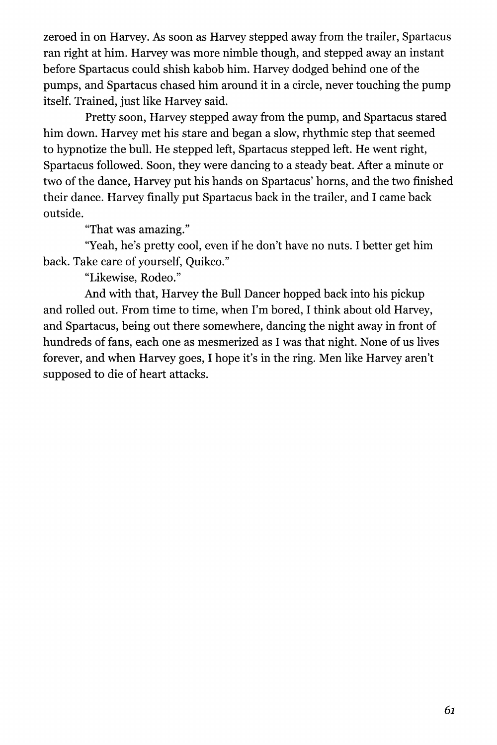zeroed in on Harvey. As soon as Harvey stepped away from the trailer, Spartacus ran right at him. Harvey was more nimble though, and stepped away an instant before Spartacus could shish kabob him. Harvey dodged behind one of the pumps, and Spartacus chased him around it in a circle, never touching the pump itself. Trained, just like Harvey said.

Pretty soon, Harvey stepped away from the pump, and Spartacus stared him down. Harvey met his stare and began a slow, rhythmic step that seemed to hypnotize the bull. He stepped left, Spartacus stepped left. He went right, Spartacus followed. Soon, they were dancing to a steady beat. After a minute or two of the dance, Harvey put his hands on Spartacus' horns, and the two finished their dance. Harvey finally put Spartacus back in the trailer, and I came back outside.

"That was amazing."

"Yeah, he's pretty cool, even if he don't have no nuts. I better get him back. Take care of yourself, Quikco."

"Likewise, Rodeo."

And with that, Harvey the Bull Dancer hopped back into his pickup and rolled out. From time to time, when I'm bored, I think about old Harvey, and Spartacus, being out there somewhere, dancing the night away in front of hundreds of fans, each one as mesmerized as I was that night. None of us lives forever, and when Harvey goes, I hope it's in the ring. Men like Harvey aren't supposed to die of heart attacks.